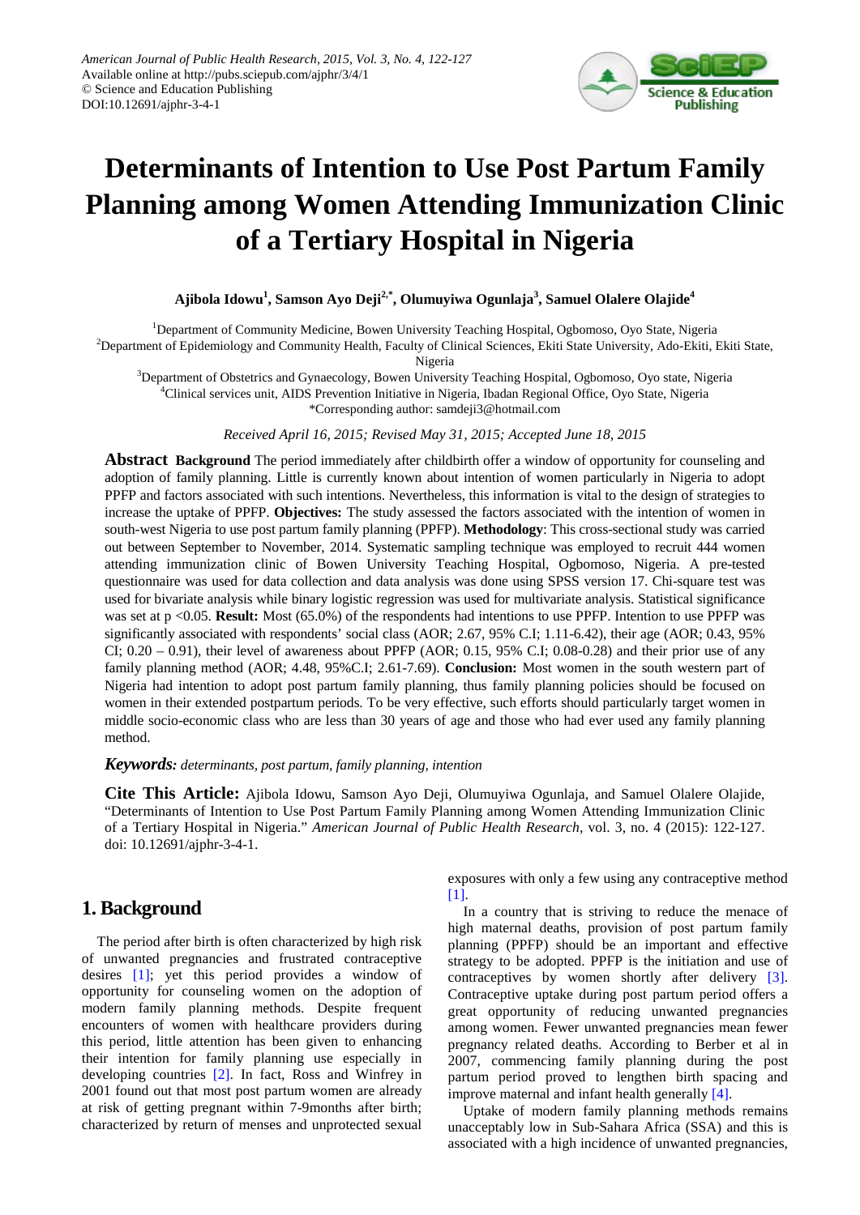American Journal of Public Health Research, 2015, Vol. 3, No. 4, 122-127
Available online at http://pubs.sciepub.com/ajphr/3/4/1
© Science and Education Publishing
DOI:10.12691/ajphr-3-4-1

# Determinants of Intention to Use Post Partum Family Planning among Women Attending Immunization Clinic of a Tertiary Hospital in Nigeria

**Ajibola Idowu[1], Samson Ayo Deji[2,*], Olumuyiwa Ogunlaja[3], Samuel Olalere Olajide[4]**

[1]Department of Community Medicine, Bowen University Teaching Hospital, Ogbomoso, Oyo State, Nigeria
[2]Department of Epidemiology and Community Health, Faculty of Clinical Sciences, Ekiti State University, Ado-Ekiti, Ekiti State, Nigeria
[3]Department of Obstetrics and Gynaecology, Bowen University Teaching Hospital, Ogbomoso, Oyo state, Nigeria
[4]Clinical services unit, AIDS Prevention Initiative in Nigeria, Ibadan Regional Office, Oyo State, Nigeria
*Corresponding author: samdeji3@hotmail.com

*Received April 16, 2015; Revised May 31, 2015; Accepted June 18, 2015*

**Abstract** **Background** The period immediately after childbirth offer a window of opportunity for counseling and adoption of family planning. Little is currently known about intention of women particularly in Nigeria to adopt PPFP and factors associated with such intentions. Nevertheless, this information is vital to the design of strategies to increase the uptake of PPFP. **Objectives:** The study assessed the factors associated with the intention of women in south-west Nigeria to use post partum family planning (PPFP). **Methodology**: This cross-sectional study was carried out between September to November, 2014. Systematic sampling technique was employed to recruit 444 women attending immunization clinic of Bowen University Teaching Hospital, Ogbomoso, Nigeria. A pre-tested questionnaire was used for data collection and data analysis was done using SPSS version 17. Chi-square test was used for bivariate analysis while binary logistic regression was used for multivariate analysis. Statistical significance was set at p <0.05. **Result:** Most (65.0%) of the respondents had intentions to use PPFP. Intention to use PPFP was significantly associated with respondents' social class (AOR; 2.67, 95% C.I; 1.11-6.42), their age (AOR; 0.43, 95% CI; 0.20 – 0.91), their level of awareness about PPFP (AOR; 0.15, 95% C.I; 0.08-0.28) and their prior use of any family planning method (AOR; 4.48, 95%C.I; 2.61-7.69). **Conclusion:** Most women in the south western part of Nigeria had intention to adopt post partum family planning, thus family planning policies should be focused on women in their extended postpartum periods. To be very effective, such efforts should particularly target women in middle socio-economic class who are less than 30 years of age and those who had ever used any family planning method.

***Keywords:*** *determinants, post partum, family planning, intention*

**Cite This Article:** Ajibola Idowu, Samson Ayo Deji, Olumuyiwa Ogunlaja, and Samuel Olalere Olajide, "Determinants of Intention to Use Post Partum Family Planning among Women Attending Immunization Clinic of a Tertiary Hospital in Nigeria." *American Journal of Public Health Research,* vol. 3, no. 4 (2015): 122-127. doi: 10.12691/ajphr-3-4-1.

## 1. Background

The period after birth is often characterized by high risk of unwanted pregnancies and frustrated contraceptive desires [1]; yet this period provides a window of opportunity for counseling women on the adoption of modern family planning methods. Despite frequent encounters of women with healthcare providers during this period, little attention has been given to enhancing their intention for family planning use especially in developing countries [2]. In fact, Ross and Winfrey in 2001 found out that most post partum women are already at risk of getting pregnant within 7-9months after birth; characterized by return of menses and unprotected sexual exposures with only a few using any contraceptive method [1].

In a country that is striving to reduce the menace of high maternal deaths, provision of post partum family planning (PPFP) should be an important and effective strategy to be adopted. PPFP is the initiation and use of contraceptives by women shortly after delivery [3]. Contraceptive uptake during post partum period offers a great opportunity of reducing unwanted pregnancies among women. Fewer unwanted pregnancies mean fewer pregnancy related deaths. According to Berber et al in 2007, commencing family planning during the post partum period proved to lengthen birth spacing and improve maternal and infant health generally [4].

Uptake of modern family planning methods remains unacceptably low in Sub-Sahara Africa (SSA) and this is associated with a high incidence of unwanted pregnancies,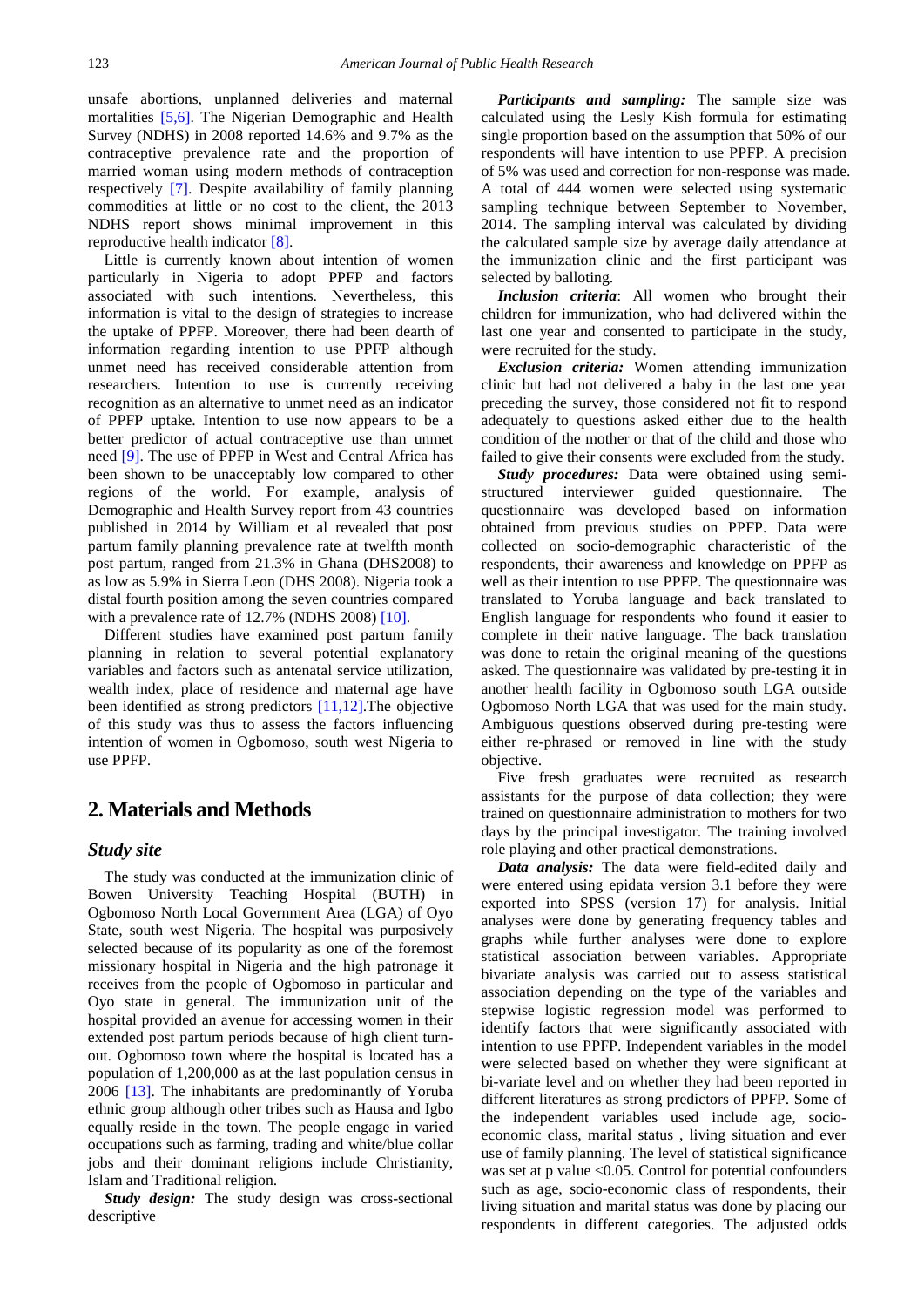unsafe abortions, unplanned deliveries and maternal mortalities [5,6]. The Nigerian Demographic and Health Survey (NDHS) in 2008 reported 14.6% and 9.7% as the contraceptive prevalence rate and the proportion of married woman using modern methods of contraception respectively [7]. Despite availability of family planning commodities at little or no cost to the client, the 2013 NDHS report shows minimal improvement in this reproductive health indicator [8].

Little is currently known about intention of women particularly in Nigeria to adopt PPFP and factors associated with such intentions. Nevertheless, this information is vital to the design of strategies to increase the uptake of PPFP. Moreover, there had been dearth of information regarding intention to use PPFP although unmet need has received considerable attention from researchers. Intention to use is currently receiving recognition as an alternative to unmet need as an indicator of PPFP uptake. Intention to use now appears to be a better predictor of actual contraceptive use than unmet need [9]. The use of PPFP in West and Central Africa has been shown to be unacceptably low compared to other regions of the world. For example, analysis of Demographic and Health Survey report from 43 countries published in 2014 by William et al revealed that post partum family planning prevalence rate at twelfth month post partum, ranged from 21.3% in Ghana (DHS2008) to as low as 5.9% in Sierra Leon (DHS 2008). Nigeria took a distal fourth position among the seven countries compared with a prevalence rate of 12.7% (NDHS 2008) [10].

Different studies have examined post partum family planning in relation to several potential explanatory variables and factors such as antenatal service utilization, wealth index, place of residence and maternal age have been identified as strong predictors [11,12].The objective of this study was thus to assess the factors influencing intention of women in Ogbomoso, south west Nigeria to use PPFP.

## 2. Materials and Methods

### Study site

The study was conducted at the immunization clinic of Bowen University Teaching Hospital (BUTH) in Ogbomoso North Local Government Area (LGA) of Oyo State, south west Nigeria. The hospital was purposively selected because of its popularity as one of the foremost missionary hospital in Nigeria and the high patronage it receives from the people of Ogbomoso in particular and Oyo state in general. The immunization unit of the hospital provided an avenue for accessing women in their extended post partum periods because of high client turn-out. Ogbomoso town where the hospital is located has a population of 1,200,000 as at the last population census in 2006 [13]. The inhabitants are predominantly of Yoruba ethnic group although other tribes such as Hausa and Igbo equally reside in the town. The people engage in varied occupations such as farming, trading and white/blue collar jobs and their dominant religions include Christianity, Islam and Traditional religion.

***Study design:*** The study design was cross-sectional descriptive

***Participants and sampling:*** The sample size was calculated using the Lesly Kish formula for estimating single proportion based on the assumption that 50% of our respondents will have intention to use PPFP. A precision of 5% was used and correction for non-response was made. A total of 444 women were selected using systematic sampling technique between September to November, 2014. The sampling interval was calculated by dividing the calculated sample size by average daily attendance at the immunization clinic and the first participant was selected by balloting.

***Inclusion criteria***: All women who brought their children for immunization, who had delivered within the last one year and consented to participate in the study, were recruited for the study.

***Exclusion criteria:*** Women attending immunization clinic but had not delivered a baby in the last one year preceding the survey, those considered not fit to respond adequately to questions asked either due to the health condition of the mother or that of the child and those who failed to give their consents were excluded from the study.

***Study procedures:*** Data were obtained using semi-structured interviewer guided questionnaire. The questionnaire was developed based on information obtained from previous studies on PPFP. Data were collected on socio-demographic characteristic of the respondents, their awareness and knowledge on PPFP as well as their intention to use PPFP. The questionnaire was translated to Yoruba language and back translated to English language for respondents who found it easier to complete in their native language. The back translation was done to retain the original meaning of the questions asked. The questionnaire was validated by pre-testing it in another health facility in Ogbomoso south LGA outside Ogbomoso North LGA that was used for the main study. Ambiguous questions observed during pre-testing were either re-phrased or removed in line with the study objective.

Five fresh graduates were recruited as research assistants for the purpose of data collection; they were trained on questionnaire administration to mothers for two days by the principal investigator. The training involved role playing and other practical demonstrations.

***Data analysis:*** The data were field-edited daily and were entered using epidata version 3.1 before they were exported into SPSS (version 17) for analysis. Initial analyses were done by generating frequency tables and graphs while further analyses were done to explore statistical association between variables. Appropriate bivariate analysis was carried out to assess statistical association depending on the type of the variables and stepwise logistic regression model was performed to identify factors that were significantly associated with intention to use PPFP. Independent variables in the model were selected based on whether they were significant at bi-variate level and on whether they had been reported in different literatures as strong predictors of PPFP. Some of the independent variables used include age, socio-economic class, marital status , living situation and ever use of family planning. The level of statistical significance was set at p value $<0.05$. Control for potential confounders such as age, socio-economic class of respondents, their living situation and marital status was done by placing our respondents in different categories. The adjusted odds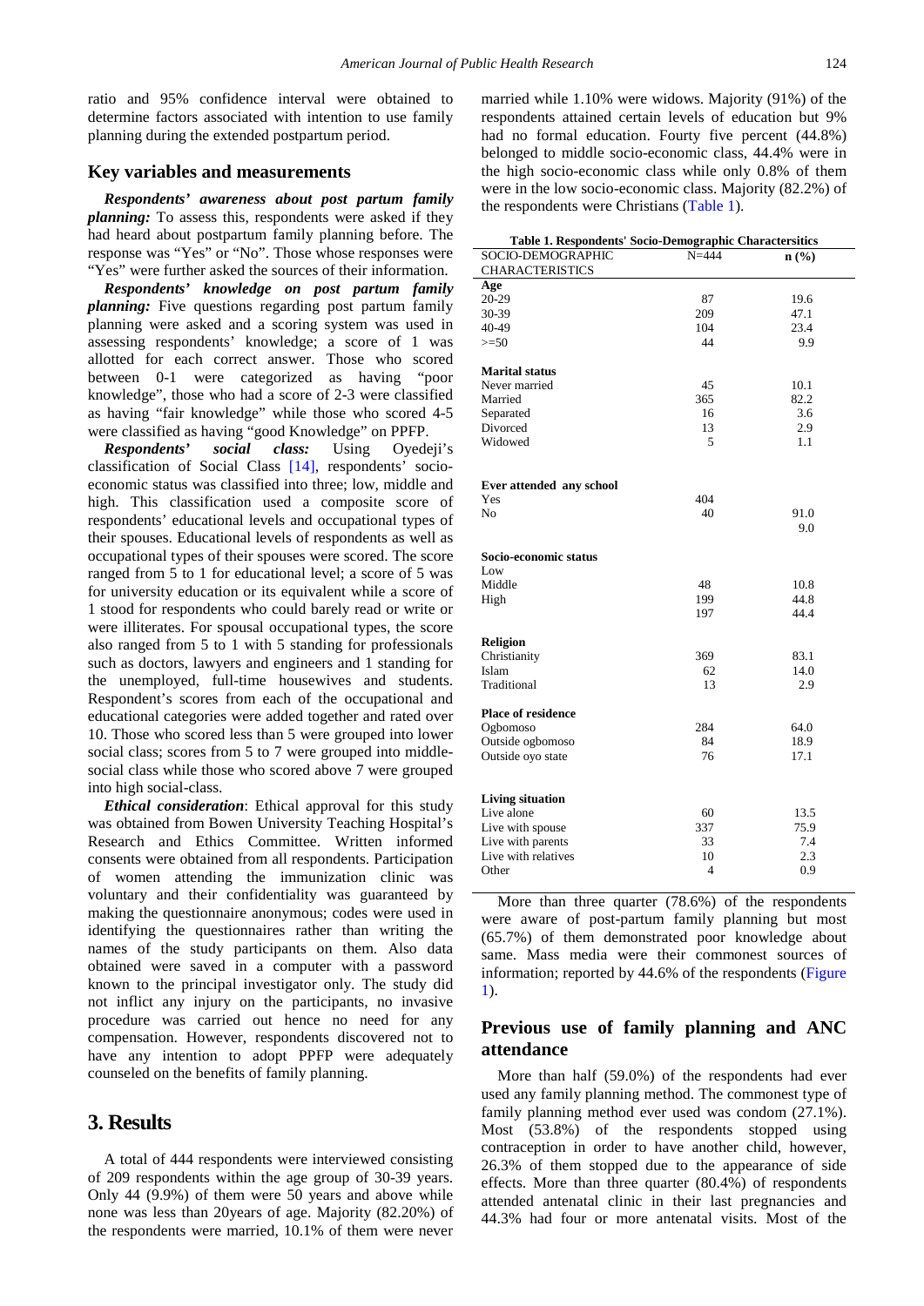ratio and 95% confidence interval were obtained to determine factors associated with intention to use family planning during the extended postpartum period.

## Key variables and measurements

***Respondents' awareness about post partum family planning:*** To assess this, respondents were asked if they had heard about postpartum family planning before. The response was "Yes" or "No". Those whose responses were "Yes" were further asked the sources of their information.

***Respondents' knowledge on post partum family planning:*** Five questions regarding post partum family planning were asked and a scoring system was used in assessing respondents' knowledge; a score of 1 was allotted for each correct answer. Those who scored between 0-1 were categorized as having "poor knowledge", those who had a score of 2-3 were classified as having "fair knowledge" while those who scored 4-5 were classified as having "good Knowledge" on PPFP.

***Respondents' social class:*** Using Oyedeji's classification of Social Class [14], respondents' socio-economic status was classified into three; low, middle and high. This classification used a composite score of respondents' educational levels and occupational types of their spouses. Educational levels of respondents as well as occupational types of their spouses were scored. The score ranged from 5 to 1 for educational level; a score of 5 was for university education or its equivalent while a score of 1 stood for respondents who could barely read or write or were illiterates. For spousal occupational types, the score also ranged from 5 to 1 with 5 standing for professionals such as doctors, lawyers and engineers and 1 standing for the unemployed, full-time housewives and students. Respondent's scores from each of the occupational and educational categories were added together and rated over 10. Those who scored less than 5 were grouped into lower social class; scores from 5 to 7 were grouped into middle-social class while those who scored above 7 were grouped into high social-class.

***Ethical consideration***: Ethical approval for this study was obtained from Bowen University Teaching Hospital's Research and Ethics Committee. Written informed consents were obtained from all respondents. Participation of women attending the immunization clinic was voluntary and their confidentiality was guaranteed by making the questionnaire anonymous; codes were used in identifying the questionnaires rather than writing the names of the study participants on them. Also data obtained were saved in a computer with a password known to the principal investigator only. The study did not inflict any injury on the participants, no invasive procedure was carried out hence no need for any compensation. However, respondents discovered not to have any intention to adopt PPFP were adequately counseled on the benefits of family planning.

# 3. Results

A total of 444 respondents were interviewed consisting of 209 respondents within the age group of 30-39 years. Only 44 (9.9%) of them were 50 years and above while none was less than 20years of age. Majority (82.20%) of the respondents were married, 10.1% of them were never married while 1.10% were widows. Majority (91%) of the respondents attained certain levels of education but 9% had no formal education. Fourty five percent (44.8%) belonged to middle socio-economic class, 44.4% were in the high socio-economic class while only 0.8% of them were in the low socio-economic class. Majority (82.2%) of the respondents were Christians (Table 1).

**Table 1. Respondents' Socio-Demographic Charactersitics**

| SOCIO-DEMOGRAPHIC CHARACTERISTICS | N=444 | n (%) |
|---|---|---|
| **Age** | | |
| 20-29 | 87 | 19.6 |
| 30-39 | 209 | 47.1 |
| 40-49 | 104 | 23.4 |
| >=50 | 44 | 9.9 |
| **Marital status** | | |
| Never married | 45 | 10.1 |
| Married | 365 | 82.2 |
| Separated | 16 | 3.6 |
| Divorced | 13 | 2.9 |
| Widowed | 5 | 1.1 |
| **Ever attended any school** | | |
| Yes | 404 | |
| No | 40 | 91.0 |
| | | 9.0 |
| **Socio-economic status** | | |
| Low | | |
| Middle | 48 | 10.8 |
| High | 199 | 44.8 |
| | 197 | 44.4 |
| **Religion** | | |
| Christianity | 369 | 83.1 |
| Islam | 62 | 14.0 |
| Traditional | 13 | 2.9 |
| **Place of residence** | | |
| Ogbomoso | 284 | 64.0 |
| Outside ogbomoso | 84 | 18.9 |
| Outside oyo state | 76 | 17.1 |
| **Living situation** | | |
| Live alone | 60 | 13.5 |
| Live with spouse | 337 | 75.9 |
| Live with parents | 33 | 7.4 |
| Live with relatives | 10 | 2.3 |
| Other | 4 | 0.9 |

More than three quarter (78.6%) of the respondents were aware of post-partum family planning but most (65.7%) of them demonstrated poor knowledge about same. Mass media were their commonest sources of information; reported by 44.6% of the respondents (Figure 1).

## Previous use of family planning and ANC attendance

More than half (59.0%) of the respondents had ever used any family planning method. The commonest type of family planning method ever used was condom (27.1%). Most (53.8%) of the respondents stopped using contraception in order to have another child, however, 26.3% of them stopped due to the appearance of side effects. More than three quarter (80.4%) of respondents attended antenatal clinic in their last pregnancies and 44.3% had four or more antenatal visits. Most of the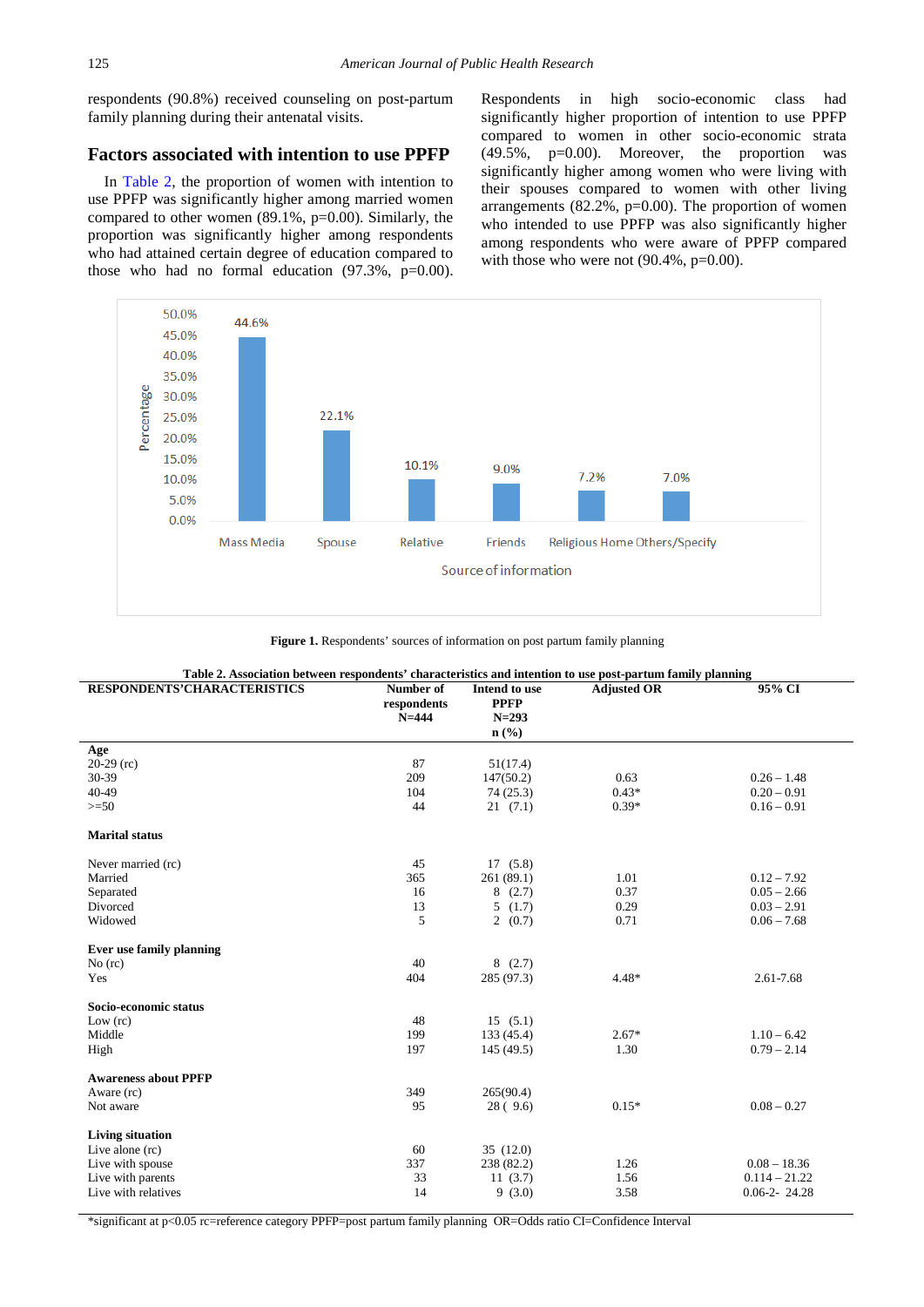respondents (90.8%) received counseling on post-partum family planning during their antenatal visits.

## Factors associated with intention to use PPFP

In Table 2, the proportion of women with intention to use PPFP was significantly higher among married women compared to other women (89.1%, p=0.00). Similarly, the proportion was significantly higher among respondents who had attained certain degree of education compared to those who had no formal education (97.3%, p=0.00). Respondents in high socio-economic class had significantly higher proportion of intention to use PPFP compared to women in other socio-economic strata (49.5%, p=0.00). Moreover, the proportion was significantly higher among women who were living with their spouses compared to women with other living arrangements (82.2%, p=0.00). The proportion of women who intended to use PPFP was also significantly higher among respondents who were aware of PPFP compared with those who were not (90.4%, p=0.00).

| Source of information | Percentage |
|---|---|
| Mass Media | 44.6% |
| Spouse | 22.1% |
| Relative | 10.1% |
| Friends | 9.0% |
| Religious Home | 7.2% |
| Others/Specify | 7.0% |

**Figure 1.** Respondents' sources of information on post partum family planning

**Table 2. Association between respondents' characteristics and intention to use post-partum family planning**

| RESPONDENTS'CHARACTERISTICS | Number of respondents N=444 | Intend to use PPFP N=293 n (%) | Adjusted OR | 95% CI |
|---|---|---|---|---|
| **Age** | | | | |
| 20-29 (rc) | 87 | 51(17.4) | | |
| 30-39 | 209 | 147(50.2) | 0.63 | 0.26 – 1.48 |
| 40-49 | 104 | 74 (25.3) | 0.43* | 0.20 – 0.91 |
| >=50 | 44 | 21 (7.1) | 0.39* | 0.16 – 0.91 |
| **Marital status** | | | | |
| Never married (rc) | 45 | 17 (5.8) | | |
| Married | 365 | 261 (89.1) | 1.01 | 0.12 – 7.92 |
| Separated | 16 | 8 (2.7) | 0.37 | 0.05 – 2.66 |
| Divorced | 13 | 5 (1.7) | 0.29 | 0.03 – 2.91 |
| Widowed | 5 | 2 (0.7) | 0.71 | 0.06 – 7.68 |
| **Ever use family planning** | | | | |
| No (rc) | 40 | 8 (2.7) | | |
| Yes | 404 | 285 (97.3) | 4.48* | 2.61-7.68 |
| **Socio-economic status** | | | | |
| Low (rc) | 48 | 15 (5.1) | | |
| Middle | 199 | 133 (45.4) | 2.67* | 1.10 – 6.42 |
| High | 197 | 145 (49.5) | 1.30 | 0.79 – 2.14 |
| **Awareness about PPFP** | | | | |
| Aware (rc) | 349 | 265(90.4) | | |
| Not aware | 95 | 28 ( 9.6) | 0.15* | 0.08 – 0.27 |
| **Living situation** | | | | |
| Live alone (rc) | 60 | 35 (12.0) | | |
| Live with spouse | 337 | 238 (82.2) | 1.26 | 0.08 – 18.36 |
| Live with parents | 33 | 11 (3.7) | 1.56 | 0.114 – 21.22 |
| Live with relatives | 14 | 9 (3.0) | 3.58 | 0.06-2- 24.28 |

*significant at p<0.05 rc=reference category PPFP=post partum family planning OR=Odds ratio CI=Confidence Interval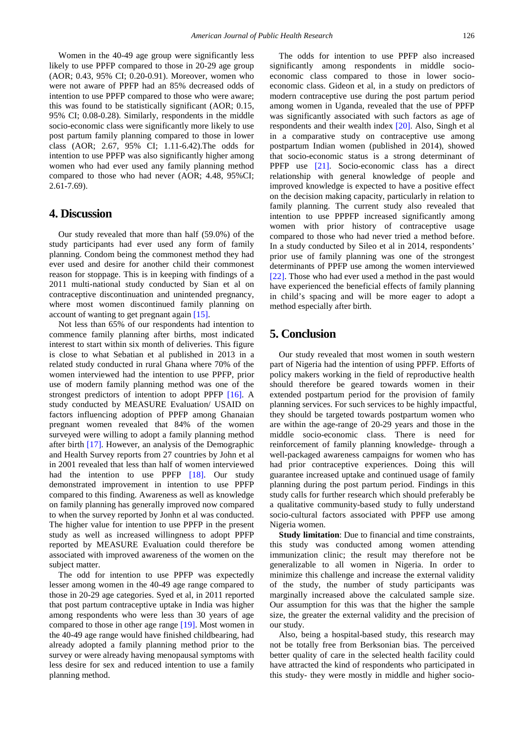Women in the 40-49 age group were significantly less likely to use PPFP compared to those in 20-29 age group (AOR; 0.43, 95% CI; 0.20-0.91). Moreover, women who were not aware of PPFP had an 85% decreased odds of intention to use PPFP compared to those who were aware; this was found to be statistically significant (AOR; 0.15, 95% CI; 0.08-0.28). Similarly, respondents in the middle socio-economic class were significantly more likely to use post partum family planning compared to those in lower class (AOR; 2.67, 95% CI; 1.11-6.42).The odds for intention to use PPFP was also significantly higher among women who had ever used any family planning method compared to those who had never (AOR; 4.48, 95%CI; 2.61-7.69).

## 4. Discussion

Our study revealed that more than half (59.0%) of the study participants had ever used any form of family planning. Condom being the commonest method they had ever used and desire for another child their commonest reason for stoppage. This is in keeping with findings of a 2011 multi-national study conducted by Sian et al on contraceptive discontinuation and unintended pregnancy, where most women discontinued family planning on account of wanting to get pregnant again [15].

Not less than 65% of our respondents had intention to commence family planning after births, most indicated interest to start within six month of deliveries. This figure is close to what Sebatian et al published in 2013 in a related study conducted in rural Ghana where 70% of the women interviewed had the intention to use PPFP, prior use of modern family planning method was one of the strongest predictors of intention to adopt PPFP [16]. A study conducted by MEASURE Evaluation/ USAID on factors influencing adoption of PPFP among Ghanaian pregnant women revealed that 84% of the women surveyed were willing to adopt a family planning method after birth [17]. However, an analysis of the Demographic and Health Survey reports from 27 countries by John et al in 2001 revealed that less than half of women interviewed had the intention to use PPFP [18]. Our study demonstrated improvement in intention to use PPFP compared to this finding. Awareness as well as knowledge on family planning has generally improved now compared to when the survey reported by Jonhn et al was conducted. The higher value for intention to use PPFP in the present study as well as increased willingness to adopt PPFP reported by MEASURE Evaluation could therefore be associated with improved awareness of the women on the subject matter.

The odd for intention to use PPFP was expectedly lesser among women in the 40-49 age range compared to those in 20-29 age categories. Syed et al, in 2011 reported that post partum contraceptive uptake in India was higher among respondents who were less than 30 years of age compared to those in other age range [19]. Most women in the 40-49 age range would have finished childbearing, had already adopted a family planning method prior to the survey or were already having menopausal symptoms with less desire for sex and reduced intention to use a family planning method.

The odds for intention to use PPFP also increased significantly among respondents in middle socio-economic class compared to those in lower socio-economic class. Gideon et al, in a study on predictors of modern contraceptive use during the post partum period among women in Uganda, revealed that the use of PPFP was significantly associated with such factors as age of respondents and their wealth index [20]. Also, Singh et al in a comparative study on contraceptive use among postpartum Indian women (published in 2014), showed that socio-economic status is a strong determinant of PPFP use [21]. Socio-economic class has a direct relationship with general knowledge of people and improved knowledge is expected to have a positive effect on the decision making capacity, particularly in relation to family planning. The current study also revealed that intention to use PPPFP increased significantly among women with prior history of contraceptive usage compared to those who had never tried a method before. In a study conducted by Sileo et al in 2014, respondents' prior use of family planning was one of the strongest determinants of PPFP use among the women interviewed [22]. Those who had ever used a method in the past would have experienced the beneficial effects of family planning in child's spacing and will be more eager to adopt a method especially after birth.

## 5. Conclusion

Our study revealed that most women in south western part of Nigeria had the intention of using PPFP. Efforts of policy makers working in the field of reproductive health should therefore be geared towards women in their extended postpartum period for the provision of family planning services. For such services to be highly impactful, they should be targeted towards postpartum women who are within the age-range of 20-29 years and those in the middle socio-economic class. There is need for reinforcement of family planning knowledge- through a well-packaged awareness campaigns for women who has had prior contraceptive experiences. Doing this will guarantee increased uptake and continued usage of family planning during the post partum period. Findings in this study calls for further research which should preferably be a qualitative community-based study to fully understand socio-cultural factors associated with PPFP use among Nigeria women.

**Study limitation**: Due to financial and time constraints, this study was conducted among women attending immunization clinic; the result may therefore not be generalizable to all women in Nigeria. In order to minimize this challenge and increase the external validity of the study, the number of study participants was marginally increased above the calculated sample size. Our assumption for this was that the higher the sample size, the greater the external validity and the precision of our study.

Also, being a hospital-based study, this research may not be totally free from Berksonian bias. The perceived better quality of care in the selected health facility could have attracted the kind of respondents who participated in this study- they were mostly in middle and higher socio-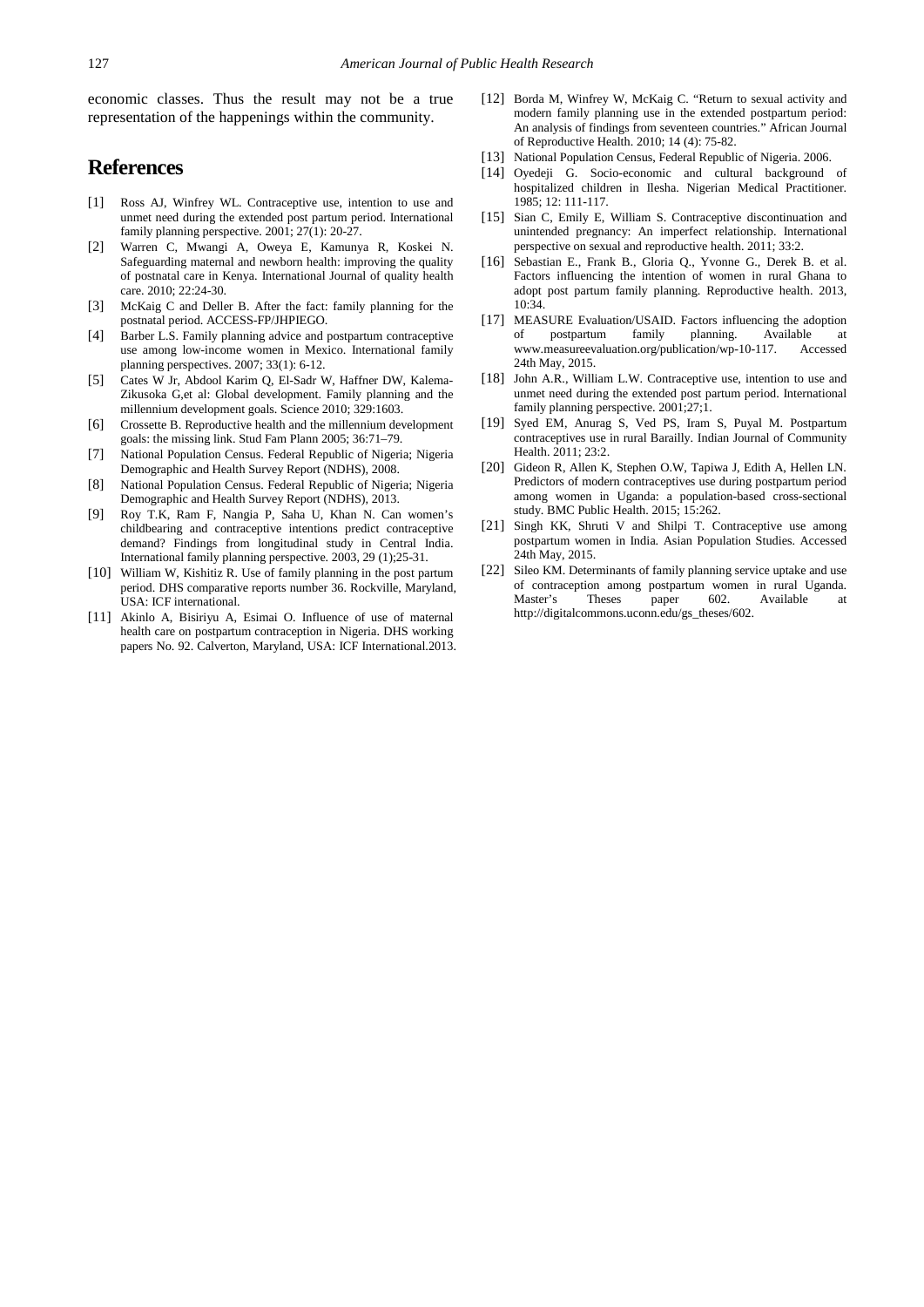economic classes. Thus the result may not be a true representation of the happenings within the community.

## References

[1] Ross AJ, Winfrey WL. Contraceptive use, intention to use and unmet need during the extended post partum period. International family planning perspective. 2001; 27(1): 20-27.

[2] Warren C, Mwangi A, Oweya E, Kamunya R, Koskei N. Safeguarding maternal and newborn health: improving the quality of postnatal care in Kenya. International Journal of quality health care. 2010; 22:24-30.

[3] McKaig C and Deller B. After the fact: family planning for the postnatal period. ACCESS-FP/JHPIEGO.

[4] Barber L.S. Family planning advice and postpartum contraceptive use among low-income women in Mexico. International family planning perspectives. 2007; 33(1): 6-12.

[5] Cates W Jr, Abdool Karim Q, El-Sadr W, Haffner DW, Kalema-Zikusoka G,et al: Global development. Family planning and the millennium development goals. Science 2010; 329:1603.

[6] Crossette B. Reproductive health and the millennium development goals: the missing link. Stud Fam Plann 2005; 36:71–79.

[7] National Population Census. Federal Republic of Nigeria; Nigeria Demographic and Health Survey Report (NDHS), 2008.

[8] National Population Census. Federal Republic of Nigeria; Nigeria Demographic and Health Survey Report (NDHS), 2013.

[9] Roy T.K, Ram F, Nangia P, Saha U, Khan N. Can women's childbearing and contraceptive intentions predict contraceptive demand? Findings from longitudinal study in Central India. International family planning perspective. 2003, 29 (1);25-31.

[10] William W, Kishitiz R. Use of family planning in the post partum period. DHS comparative reports number 36. Rockville, Maryland, USA: ICF international.

[11] Akinlo A, Bisiriyu A, Esimai O. Influence of use of maternal health care on postpartum contraception in Nigeria. DHS working papers No. 92. Calverton, Maryland, USA: ICF International.2013.

[12] Borda M, Winfrey W, McKaig C. "Return to sexual activity and modern family planning use in the extended postpartum period: An analysis of findings from seventeen countries." African Journal of Reproductive Health. 2010; 14 (4): 75-82.

[13] National Population Census, Federal Republic of Nigeria. 2006.

[14] Oyedeji G. Socio-economic and cultural background of hospitalized children in Ilesha. Nigerian Medical Practitioner. 1985; 12: 111-117.

[15] Sian C, Emily E, William S. Contraceptive discontinuation and unintended pregnancy: An imperfect relationship. International perspective on sexual and reproductive health. 2011; 33:2.

[16] Sebastian E., Frank B., Gloria Q., Yvonne G., Derek B. et al. Factors influencing the intention of women in rural Ghana to adopt post partum family planning. Reproductive health. 2013, 10:34.

[17] MEASURE Evaluation/USAID. Factors influencing the adoption of postpartum family planning. Available at www.measureevaluation.org/publication/wp-10-117. Accessed 24th May, 2015.

[18] John A.R., William L.W. Contraceptive use, intention to use and unmet need during the extended post partum period. International family planning perspective. 2001;27;1.

[19] Syed EM, Anurag S, Ved PS, Iram S, Puyal M. Postpartum contraceptives use in rural Barailly. Indian Journal of Community Health. 2011; 23:2.

[20] Gideon R, Allen K, Stephen O.W, Tapiwa J, Edith A, Hellen LN. Predictors of modern contraceptives use during postpartum period among women in Uganda: a population-based cross-sectional study. BMC Public Health. 2015; 15:262.

[21] Singh KK, Shruti V and Shilpi T. Contraceptive use among postpartum women in India. Asian Population Studies. Accessed 24th May, 2015.

[22] Sileo KM. Determinants of family planning service uptake and use of contraception among postpartum women in rural Uganda. Master's Theses paper 602. Available at http://digitalcommons.uconn.edu/gs_theses/602.